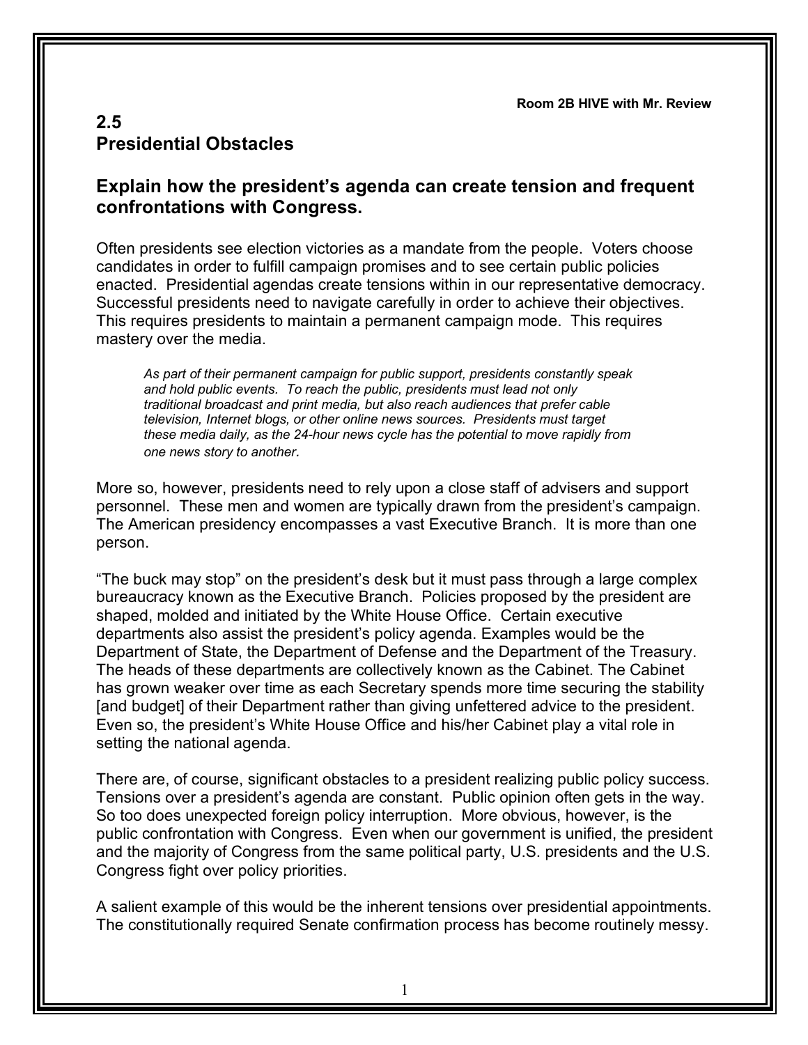**Room 2B HIVE with Mr. Review**

# 2.5 Presidential Obstacles

## Explain how the president's agenda can create tension and frequent confrontations with Congress.

Often presidents see election victories as a mandate from the people. Voters choose candidates in order to fulfill campaign promises and to see certain public policies enacted. Presidential agendas create tensions within in our representative democracy. Successful presidents need to navigate carefully in order to achieve their objectives. This requires presidents to maintain a permanent campaign mode. This requires mastery over the media.

> *As part of their permanent campaign for public support, presidents constantly speak and hold public events. To reach the public, presidents must lead not only traditional broadcast and print media, but also reach audiences that prefer cable television, Internet blogs, or other online news sources. Presidents must target these media daily, as the 24-hour news cycle has the potential to move rapidly from one news story to another.*

More so, however, presidents need to rely upon a close staff of advisers and support personnel. These men and women are typically drawn from the president's campaign. The American presidency encompasses a vast Executive Branch. It is more than one person.

"The buck may stop" on the president's desk but it must pass through a large complex bureaucracy known as the Executive Branch. Policies proposed by the president are shaped, molded and initiated by the White House Office. Certain executive departments also assist the president's policy agenda. Examples would be the Department of State, the Department of Defense and the Department of the Treasury. The heads of these departments are collectively known as the Cabinet. The Cabinet has grown weaker over time as each Secretary spends more time securing the stability [and budget] of their Department rather than giving unfettered advice to the president. Even so, the president's White House Office and his/her Cabinet play a vital role in setting the national agenda.

There are, of course, significant obstacles to a president realizing public policy success. Tensions over a president's agenda are constant. Public opinion often gets in the way. So too does unexpected foreign policy interruption. More obvious, however, is the public confrontation with Congress. Even when our government is unified, the president and the majority of Congress from the same political party, U.S. presidents and the U.S. Congress fight over policy priorities.

A salient example of this would be the inherent tensions over presidential appointments. The constitutionally required Senate confirmation process has become routinely messy.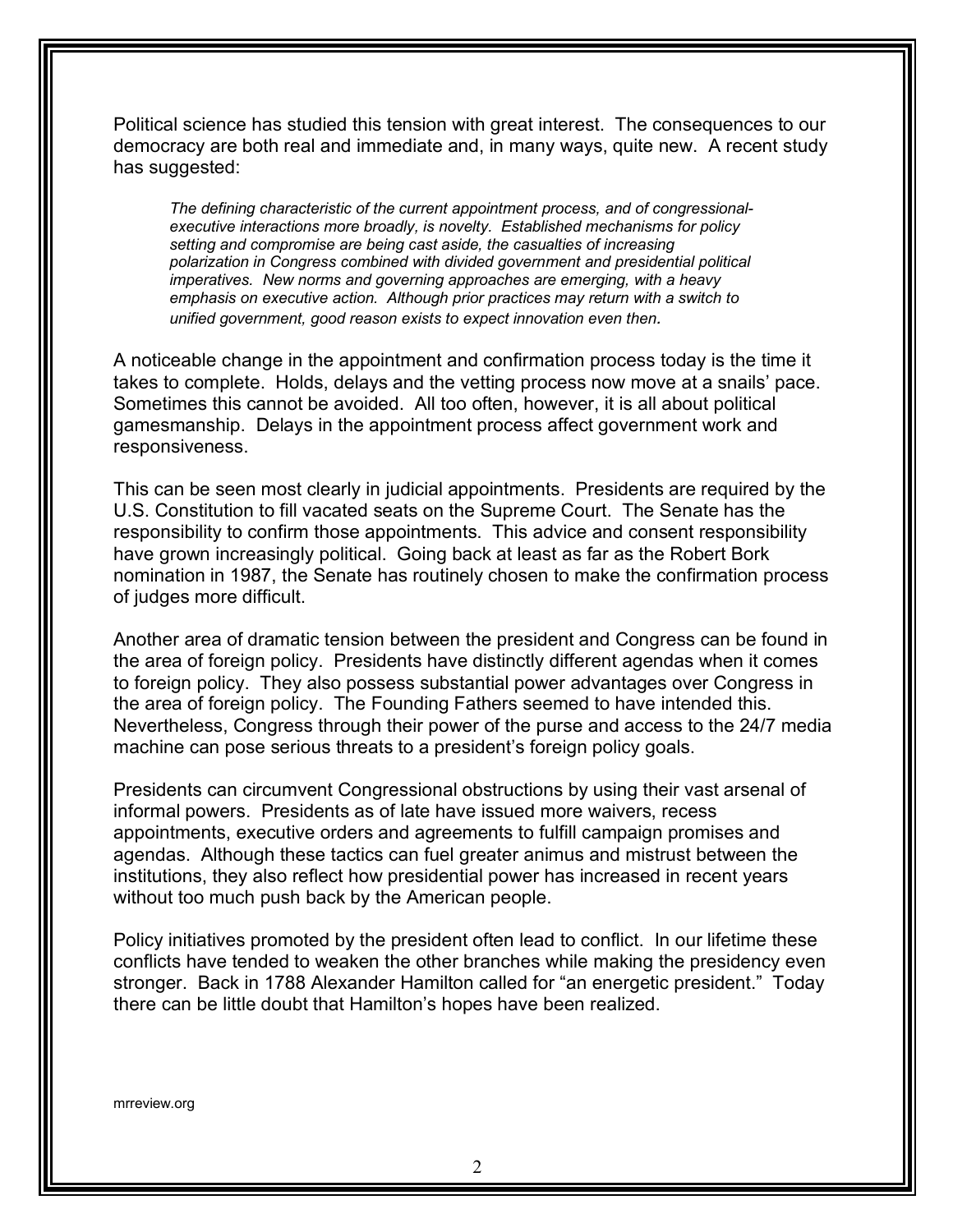Political science has studied this tension with great interest. The consequences to our democracy are both real and immediate and, in many ways, quite new. A recent study has suggested:

> *The defining characteristic of the current appointment process, and of congressional-executive interactions more broadly, is novelty. Established mechanisms for policy setting and compromise are being cast aside, the casualties of increasing polarization in Congress combined with divided government and presidential political imperatives. New norms and governing approaches are emerging, with a heavy emphasis on executive action. Although prior practices may return with a switch to unified government, good reason exists to expect innovation even then.*

A noticeable change in the appointment and confirmation process today is the time it takes to complete. Holds, delays and the vetting process now move at a snails' pace. Sometimes this cannot be avoided. All too often, however, it is all about political gamesmanship. Delays in the appointment process affect government work and responsiveness.

This can be seen most clearly in judicial appointments. Presidents are required by the U.S. Constitution to fill vacated seats on the Supreme Court. The Senate has the responsibility to confirm those appointments. This advice and consent responsibility have grown increasingly political. Going back at least as far as the Robert Bork nomination in 1987, the Senate has routinely chosen to make the confirmation process of judges more difficult.

Another area of dramatic tension between the president and Congress can be found in the area of foreign policy. Presidents have distinctly different agendas when it comes to foreign policy. They also possess substantial power advantages over Congress in the area of foreign policy. The Founding Fathers seemed to have intended this. Nevertheless, Congress through their power of the purse and access to the 24/7 media machine can pose serious threats to a president's foreign policy goals.

Presidents can circumvent Congressional obstructions by using their vast arsenal of informal powers. Presidents as of late have issued more waivers, recess appointments, executive orders and agreements to fulfill campaign promises and agendas. Although these tactics can fuel greater animus and mistrust between the institutions, they also reflect how presidential power has increased in recent years without too much push back by the American people.

Policy initiatives promoted by the president often lead to conflict. In our lifetime these conflicts have tended to weaken the other branches while making the presidency even stronger. Back in 1788 Alexander Hamilton called for "an energetic president." Today there can be little doubt that Hamilton's hopes have been realized.

mrreview.org